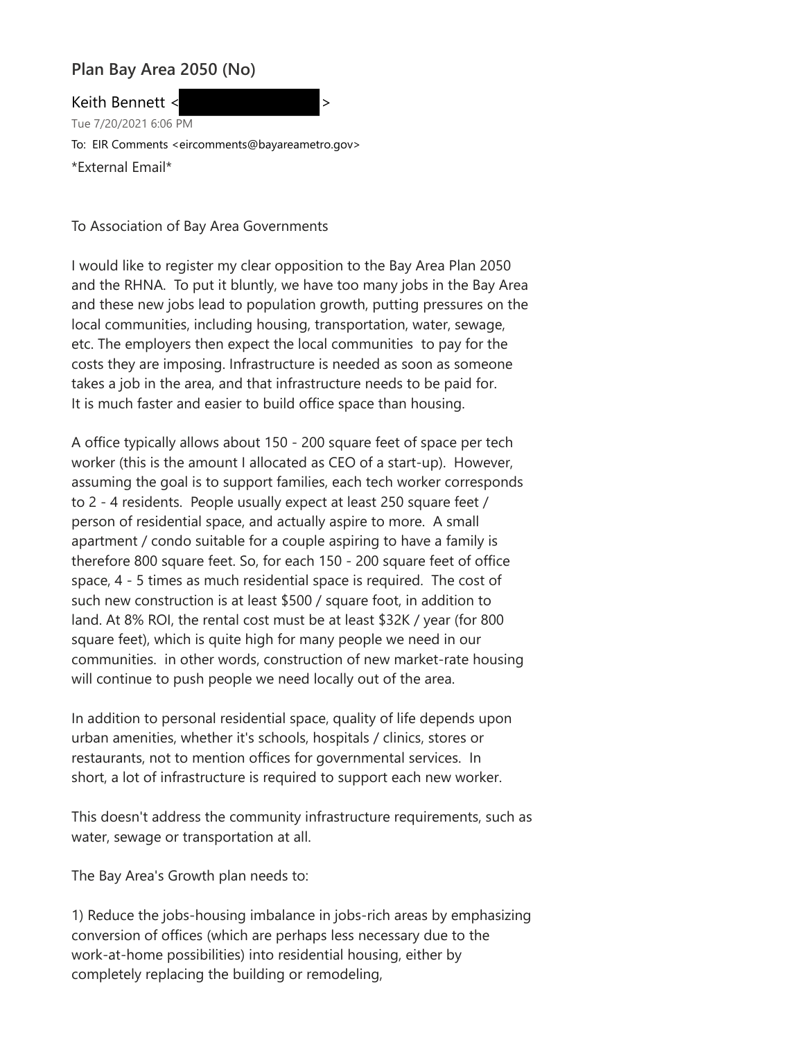## Plan Bay Area 2050 (No)

Keith Bennett < >

Tue 7/20/2021 6:06 PM

To: EIR Comments <eircomments@bayareametro.gov>

*External Email*

To Association of Bay Area Governments

I would like to register my clear opposition to the Bay Area Plan 2050 and the RHNA. To put it bluntly, we have too many jobs in the Bay Area and these new jobs lead to population growth, putting pressures on the local communities, including housing, transportation, water, sewage, etc. The employers then expect the local communities to pay for the costs they are imposing. Infrastructure is needed as soon as someone takes a job in the area, and that infrastructure needs to be paid for. It is much faster and easier to build office space than housing.

A office typically allows about 150 - 200 square feet of space per tech worker (this is the amount I allocated as CEO of a start-up). However, assuming the goal is to support families, each tech worker corresponds to 2 - 4 residents. People usually expect at least 250 square feet / person of residential space, and actually aspire to more. A small apartment / condo suitable for a couple aspiring to have a family is therefore 800 square feet. So, for each 150 - 200 square feet of office space, 4 - 5 times as much residential space is required. The cost of such new construction is at least $500 / square foot, in addition to land. At 8% ROI, the rental cost must be at least $32K / year (for 800 square feet), which is quite high for many people we need in our communities. in other words, construction of new market-rate housing will continue to push people we need locally out of the area.

In addition to personal residential space, quality of life depends upon urban amenities, whether it's schools, hospitals / clinics, stores or restaurants, not to mention offices for governmental services. In short, a lot of infrastructure is required to support each new worker.

This doesn't address the community infrastructure requirements, such as water, sewage or transportation at all.

The Bay Area's Growth plan needs to:

1) Reduce the jobs-housing imbalance in jobs-rich areas by emphasizing conversion of offices (which are perhaps less necessary due to the work-at-home possibilities) into residential housing, either by completely replacing the building or remodeling,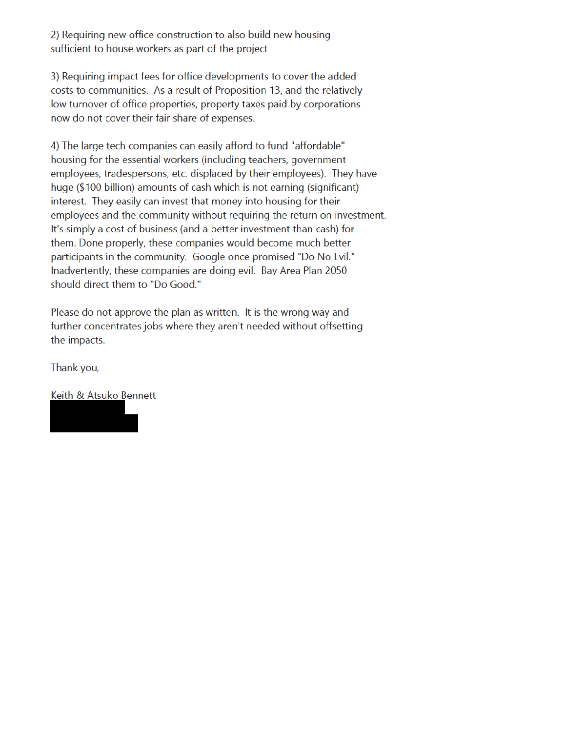2) Requiring new office construction to also build new housing sufficient to house workers as part of the project

3) Requiring impact fees for office developments to cover the added costs to communities. As a result of Proposition 13, and the relatively low turnover of office properties, property taxes paid by corporations now do not cover their fair share of expenses.

4) The large tech companies can easily afford to fund "affordable" housing for the essential workers (including teachers, government employees, tradespersons, etc. displaced by their employees). They have huge ($100 billion) amounts of cash which is not earning (significant) interest. They easily can invest that money into housing for their employees and the community without requiring the return on investment. It's simply a cost of business (and a better investment than cash) for them. Done properly, these companies would become much better participants in the community. Google once promised "Do No Evil." Inadvertently, these companies are doing evil. Bay Area Plan 2050 should direct them to "Do Good."

Please do not approve the plan as written. It is the wrong way and further concentrates jobs where they aren't needed without offsetting the impacts.

Thank you,

Keith & Atsuko Bennett